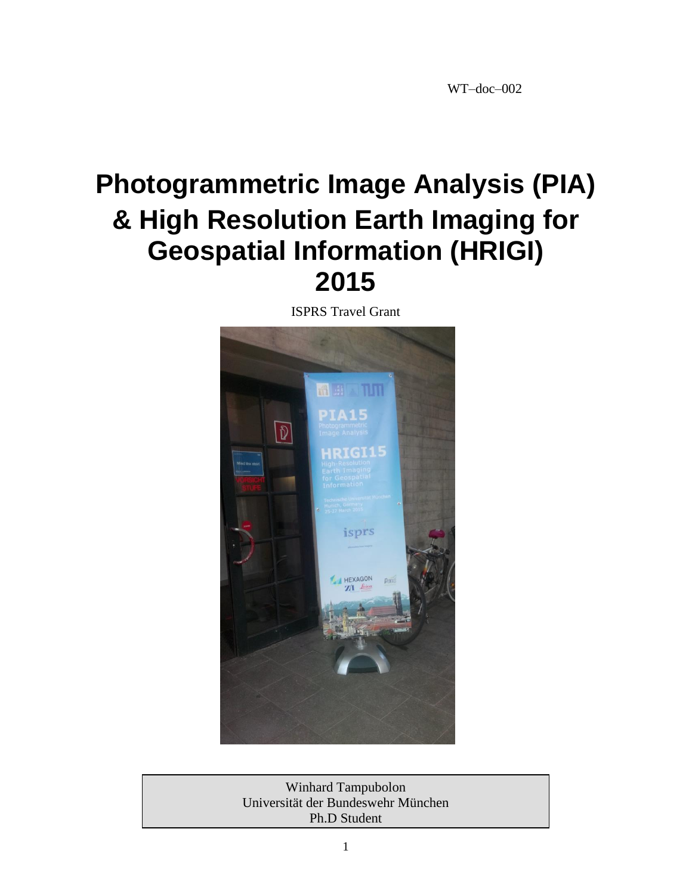WT–doc–002

# Photogrammetric Image Analysis (PIA) & High Resolution Earth Imaging for Geospatial Information (HRIGI) 2015

ISPRS Travel Grant

Winhard Tampubolon
Universität der Bundeswehr München
Ph.D Student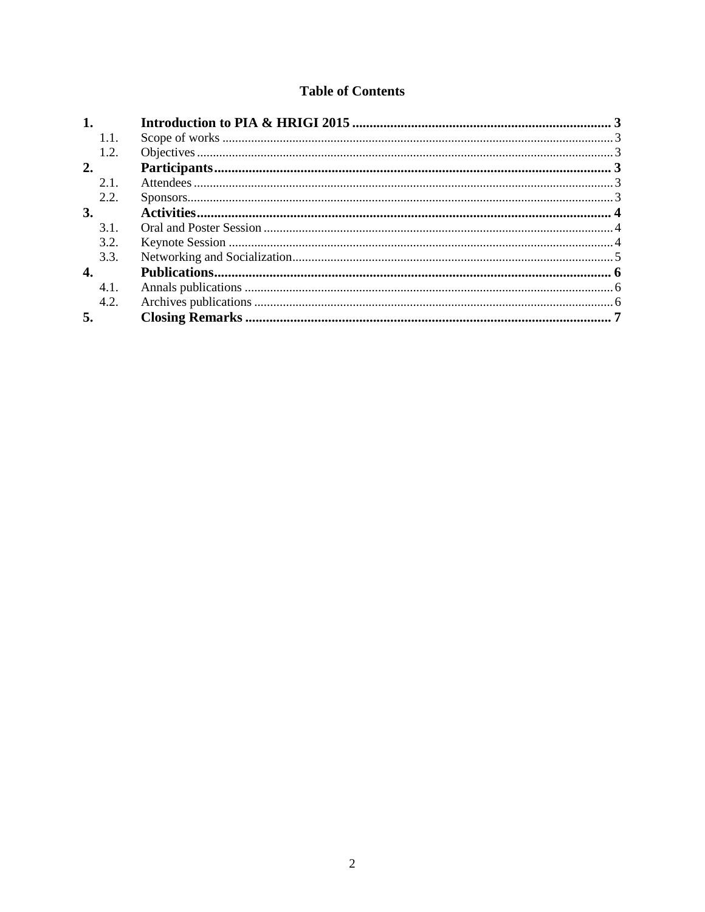**Table of Contents**

| | | |
|---|---|---|
| **1.** | **Introduction to PIA & HRIGI 2015** | **3** |
| 1.1. | Scope of works | 3 |
| 1.2. | Objectives | 3 |
| **2.** | **Participants** | **3** |
| 2.1. | Attendees | 3 |
| 2.2. | Sponsors | 3 |
| **3.** | **Activities** | **4** |
| 3.1. | Oral and Poster Session | 4 |
| 3.2. | Keynote Session | 4 |
| 3.3. | Networking and Socialization | 5 |
| **4.** | **Publications** | **6** |
| 4.1. | Annals publications | 6 |
| 4.2. | Archives publications | 6 |
| **5.** | **Closing Remarks** | **7** |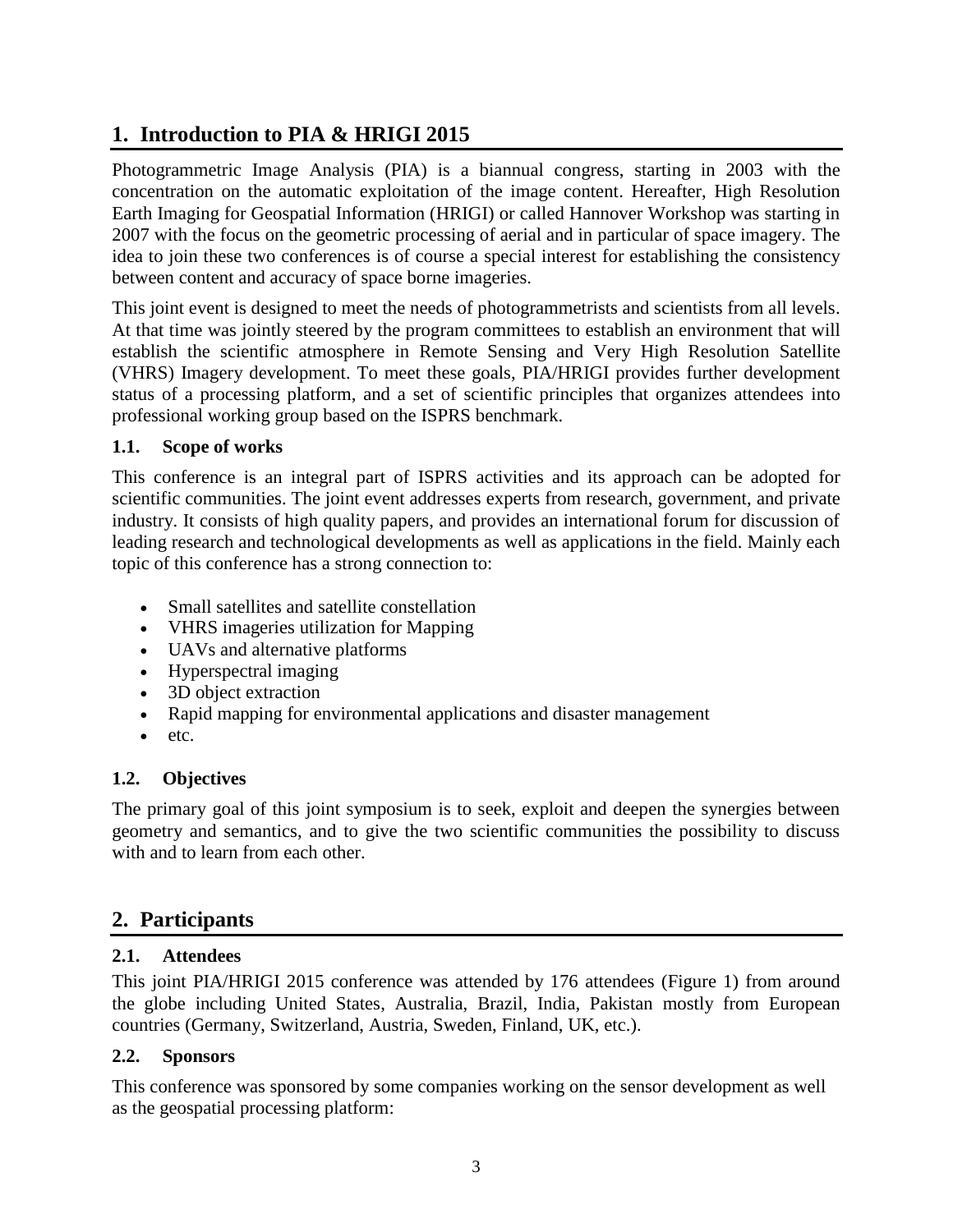# 1. Introduction to PIA & HRIGI 2015

Photogrammetric Image Analysis (PIA) is a biannual congress, starting in 2003 with the concentration on the automatic exploitation of the image content. Hereafter, High Resolution Earth Imaging for Geospatial Information (HRIGI) or called Hannover Workshop was starting in 2007 with the focus on the geometric processing of aerial and in particular of space imagery. The idea to join these two conferences is of course a special interest for establishing the consistency between content and accuracy of space borne imageries.

This joint event is designed to meet the needs of photogrammetrists and scientists from all levels. At that time was jointly steered by the program committees to establish an environment that will establish the scientific atmosphere in Remote Sensing and Very High Resolution Satellite (VHRS) Imagery development. To meet these goals, PIA/HRIGI provides further development status of a processing platform, and a set of scientific principles that organizes attendees into professional working group based on the ISPRS benchmark.

## 1.1. Scope of works

This conference is an integral part of ISPRS activities and its approach can be adopted for scientific communities. The joint event addresses experts from research, government, and private industry. It consists of high quality papers, and provides an international forum for discussion of leading research and technological developments as well as applications in the field. Mainly each topic of this conference has a strong connection to:

- Small satellites and satellite constellation
- VHRS imageries utilization for Mapping
- UAVs and alternative platforms
- Hyperspectral imaging
- 3D object extraction
- Rapid mapping for environmental applications and disaster management
- etc.

## 1.2. Objectives

The primary goal of this joint symposium is to seek, exploit and deepen the synergies between geometry and semantics, and to give the two scientific communities the possibility to discuss with and to learn from each other.

# 2. Participants

## 2.1. Attendees

This joint PIA/HRIGI 2015 conference was attended by 176 attendees (Figure 1) from around the globe including United States, Australia, Brazil, India, Pakistan mostly from European countries (Germany, Switzerland, Austria, Sweden, Finland, UK, etc.).

## 2.2. Sponsors

This conference was sponsored by some companies working on the sensor development as well as the geospatial processing platform: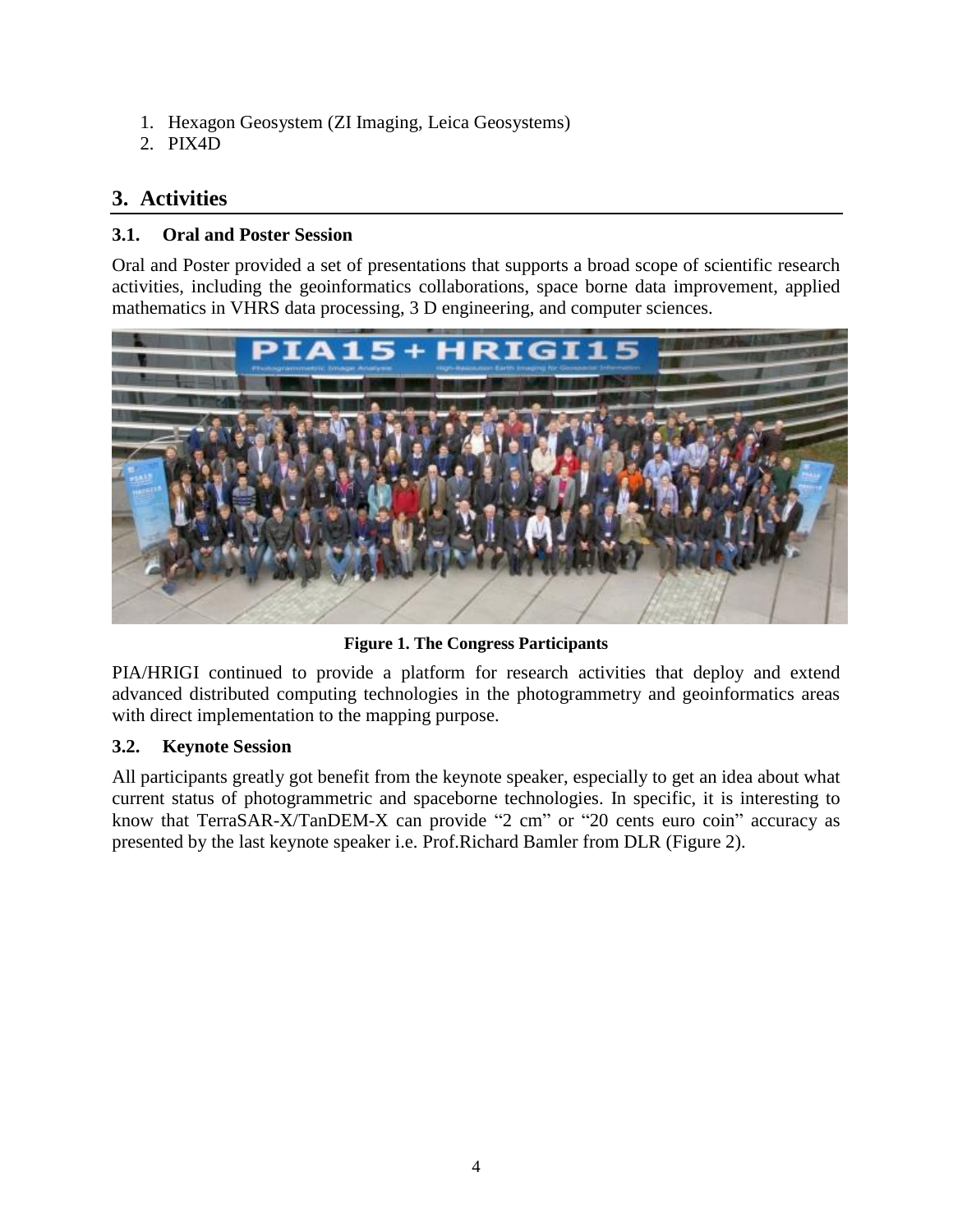1. Hexagon Geosystem (ZI Imaging, Leica Geosystems)
2. PIX4D

## 3. Activities

### 3.1. Oral and Poster Session

Oral and Poster provided a set of presentations that supports a broad scope of scientific research activities, including the geoinformatics collaborations, space borne data improvement, applied mathematics in VHRS data processing, 3 D engineering, and computer sciences.

**Figure 1. The Congress Participants**

PIA/HRIGI continued to provide a platform for research activities that deploy and extend advanced distributed computing technologies in the photogrammetry and geoinformatics areas with direct implementation to the mapping purpose.

### 3.2. Keynote Session

All participants greatly got benefit from the keynote speaker, especially to get an idea about what current status of photogrammetric and spaceborne technologies. In specific, it is interesting to know that TerraSAR-X/TanDEM-X can provide "2 cm" or "20 cents euro coin" accuracy as presented by the last keynote speaker i.e. Prof.Richard Bamler from DLR (Figure 2).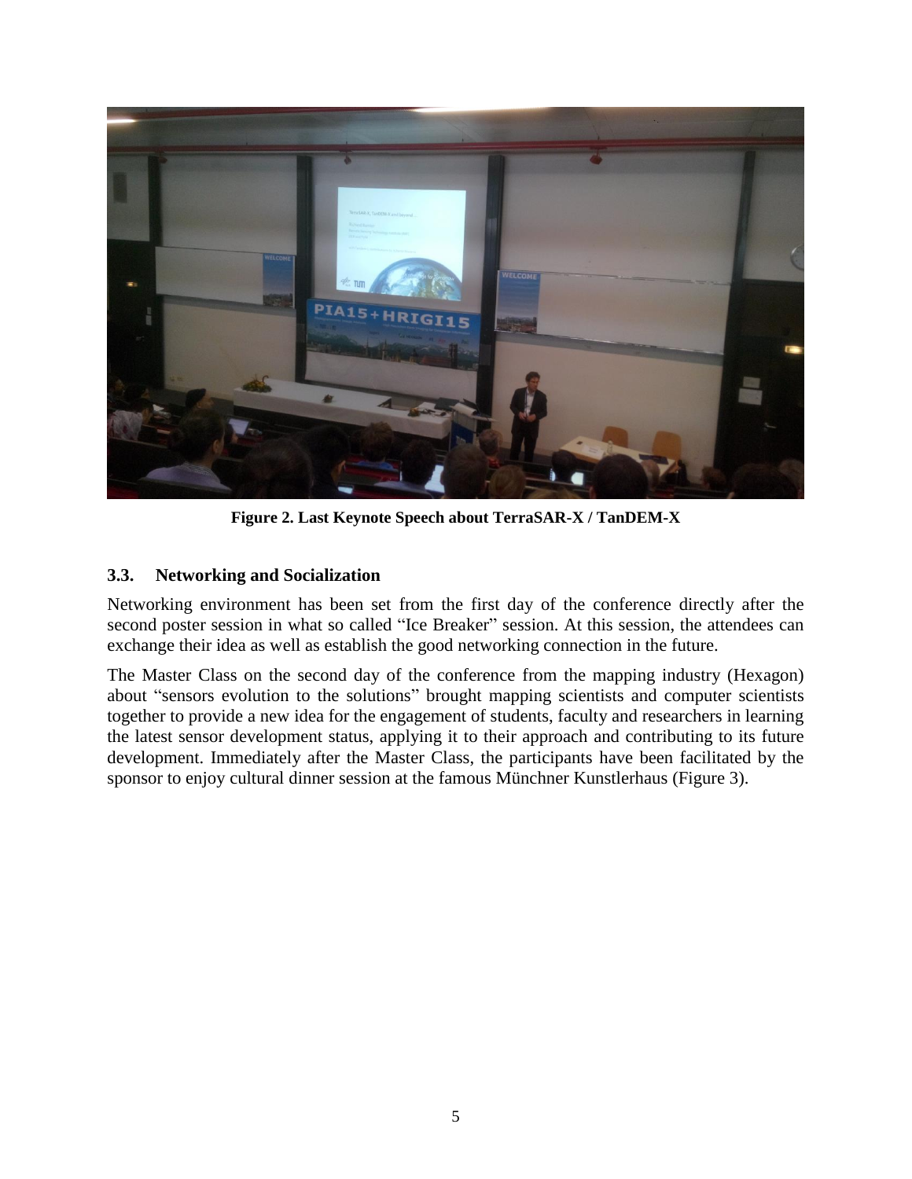**Figure 2. Last Keynote Speech about TerraSAR-X / TanDEM-X**

### 3.3. Networking and Socialization

Networking environment has been set from the first day of the conference directly after the second poster session in what so called "Ice Breaker" session. At this session, the attendees can exchange their idea as well as establish the good networking connection in the future.

The Master Class on the second day of the conference from the mapping industry (Hexagon) about "sensors evolution to the solutions" brought mapping scientists and computer scientists together to provide a new idea for the engagement of students, faculty and researchers in learning the latest sensor development status, applying it to their approach and contributing to its future development. Immediately after the Master Class, the participants have been facilitated by the sponsor to enjoy cultural dinner session at the famous Münchner Kunstlerhaus (Figure 3).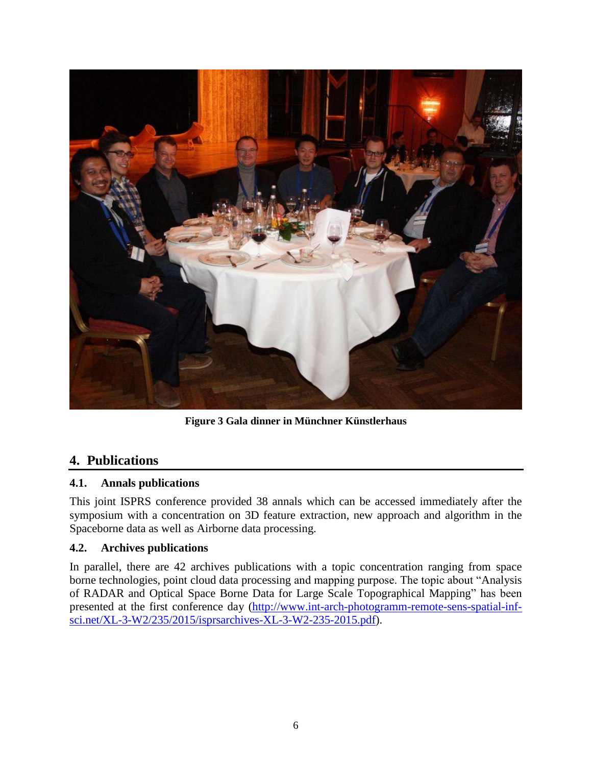**Figure 3 Gala dinner in Münchner Künstlerhaus**

## 4. Publications

### 4.1. Annals publications

This joint ISPRS conference provided 38 annals which can be accessed immediately after the symposium with a concentration on 3D feature extraction, new approach and algorithm in the Spaceborne data as well as Airborne data processing.

### 4.2. Archives publications

In parallel, there are 42 archives publications with a topic concentration ranging from space borne technologies, point cloud data processing and mapping purpose. The topic about "Analysis of RADAR and Optical Space Borne Data for Large Scale Topographical Mapping" has been presented at the first conference day (http://www.int-arch-photogramm-remote-sens-spatial-inf-sci.net/XL-3-W2/235/2015/isprsarchives-XL-3-W2-235-2015.pdf).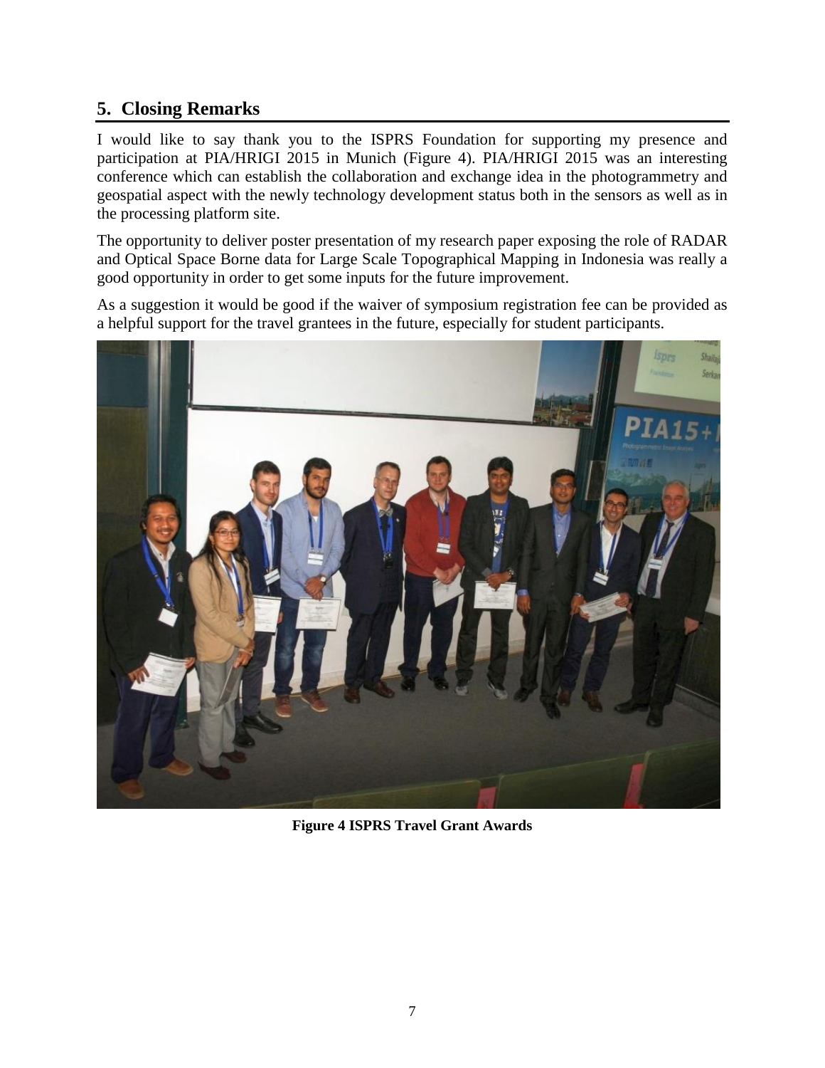## 5. Closing Remarks

I would like to say thank you to the ISPRS Foundation for supporting my presence and participation at PIA/HRIGI 2015 in Munich (Figure 4). PIA/HRIGI 2015 was an interesting conference which can establish the collaboration and exchange idea in the photogrammetry and geospatial aspect with the newly technology development status both in the sensors as well as in the processing platform site.

The opportunity to deliver poster presentation of my research paper exposing the role of RADAR and Optical Space Borne data for Large Scale Topographical Mapping in Indonesia was really a good opportunity in order to get some inputs for the future improvement.

As a suggestion it would be good if the waiver of symposium registration fee can be provided as a helpful support for the travel grantees in the future, especially for student participants.

**Figure 4 ISPRS Travel Grant Awards**